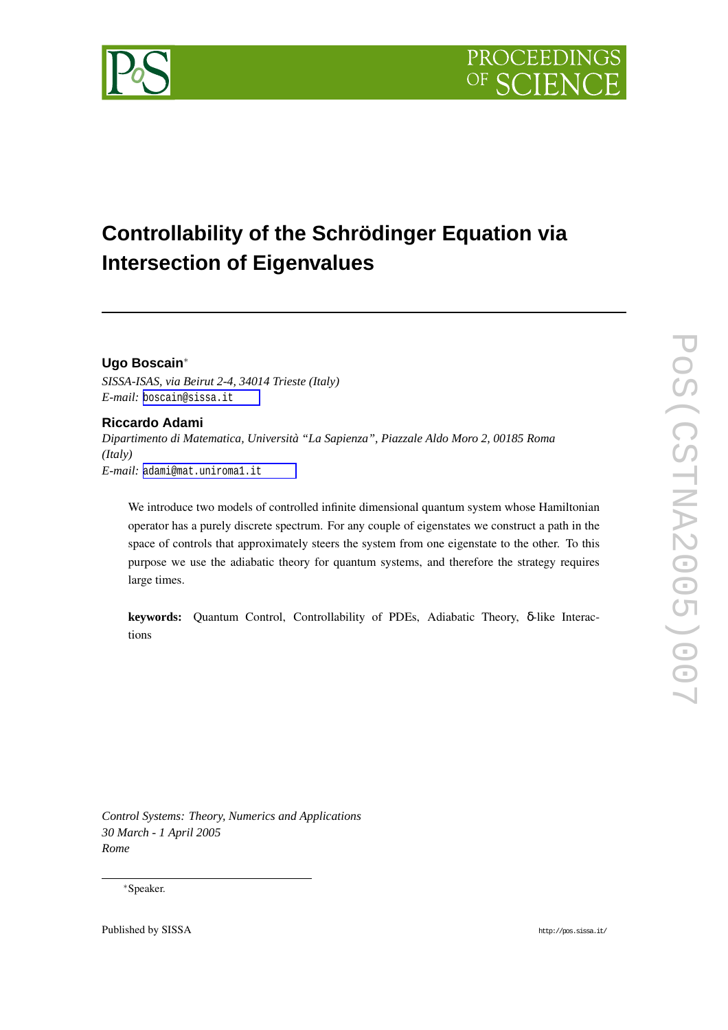# Controllability of the Schrödinger Equation via Intersection of Eigenvalues

**Ugo Boscain***

*SISSA-ISAS, via Beirut 2-4, 34014 Trieste (Italy)*
*E-mail:* boscain@sissa.it

**Riccardo Adami**

*Dipartimento di Matematica, Università "La Sapienza", Piazzale Aldo Moro 2, 00185 Roma (Italy)*
*E-mail:* adami@mat.uniroma1.it

We introduce two models of controlled infinite dimensional quantum system whose Hamiltonian operator has a purely discrete spectrum. For any couple of eigenstates we construct a path in the space of controls that approximately steers the system from one eigenstate to the other. To this purpose we use the adiabatic theory for quantum systems, and therefore the strategy requires large times.

**keywords:** Quantum Control, Controllability of PDEs, Adiabatic Theory, $\delta$-like Interactions

*Control Systems: Theory, Numerics and Applications*
*30 March - 1 April 2005*
*Rome*

*Speaker.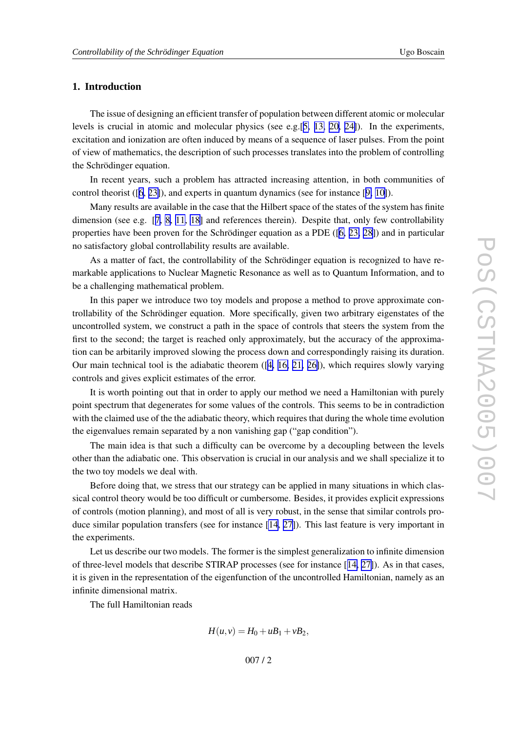## 1. Introduction

The issue of designing an efficient transfer of population between different atomic or molecular levels is crucial in atomic and molecular physics (see e.g.[5, 13, 20, 24]). In the experiments, excitation and ionization are often induced by means of a sequence of laser pulses. From the point of view of mathematics, the description of such processes translates into the problem of controlling the Schrödinger equation.

In recent years, such a problem has attracted increasing attention, in both communities of control theorist ([6, 23]), and experts in quantum dynamics (see for instance [9, 10]).

Many results are available in the case that the Hilbert space of the states of the system has finite dimension (see e.g. [7, 8, 11, 18] and references therein). Despite that, only few controllability properties have been proven for the Schrödinger equation as a PDE ([6, 23, 28]) and in particular no satisfactory global controllability results are available.

As a matter of fact, the controllability of the Schrödinger equation is recognized to have remarkable applications to Nuclear Magnetic Resonance as well as to Quantum Information, and to be a challenging mathematical problem.

In this paper we introduce two toy models and propose a method to prove approximate controllability of the Schrödinger equation. More specifically, given two arbitrary eigenstates of the uncontrolled system, we construct a path in the space of controls that steers the system from the first to the second; the target is reached only approximately, but the accuracy of the approximation can be arbitarily improved slowing the process down and correspondingly raising its duration. Our main technical tool is the adiabatic theorem ([4, 16, 21, 26]), which requires slowly varying controls and gives explicit estimates of the error.

It is worth pointing out that in order to apply our method we need a Hamiltonian with purely point spectrum that degenerates for some values of the controls. This seems to be in contradiction with the claimed use of the the adiabatic theory, which requires that during the whole time evolution the eigenvalues remain separated by a non vanishing gap ("gap condition").

The main idea is that such a difficulty can be overcome by a decoupling between the levels other than the adiabatic one. This observation is crucial in our analysis and we shall specialize it to the two toy models we deal with.

Before doing that, we stress that our strategy can be applied in many situations in which classical control theory would be too difficult or cumbersome. Besides, it provides explicit expressions of controls (motion planning), and most of all is very robust, in the sense that similar controls produce similar population transfers (see for instance [14, 27]). This last feature is very important in the experiments.

Let us describe our two models. The former is the simplest generalization to infinite dimension of three-level models that describe STIRAP processes (see for instance [14, 27]). As in that cases, it is given in the representation of the eigenfunction of the uncontrolled Hamiltonian, namely as an infinite dimensional matrix.

The full Hamiltonian reads

$$H(u,v) = H_0 + uB_1 + vB_2,$$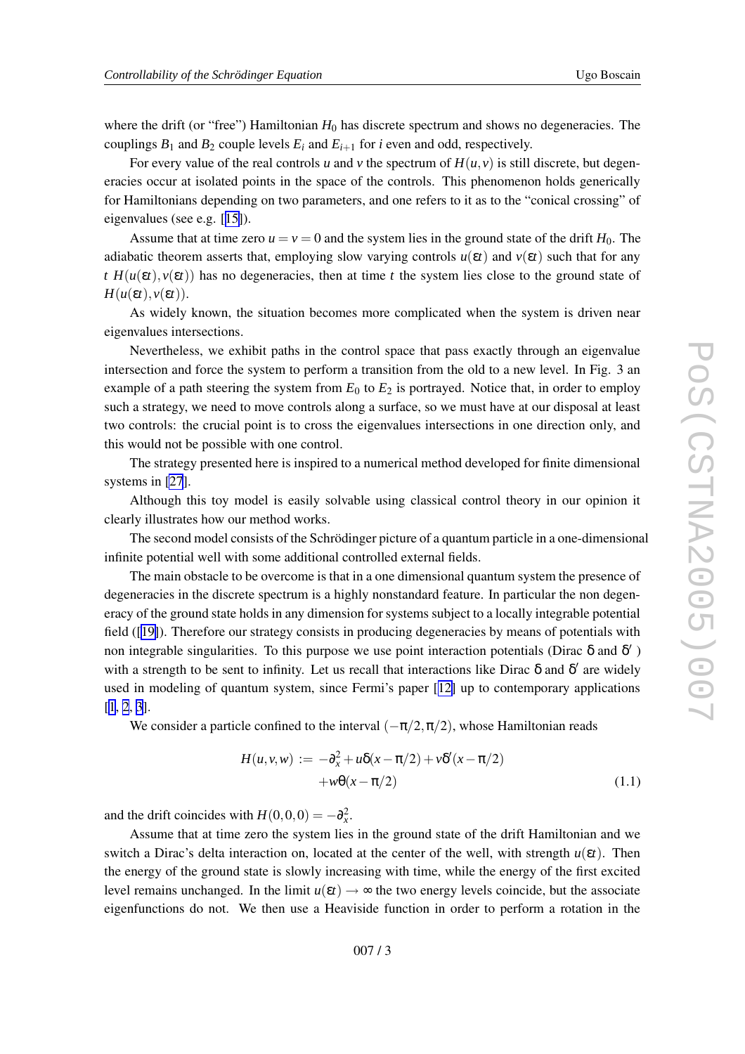where the drift (or "free") Hamiltonian $H_0$ has discrete spectrum and shows no degeneracies. The couplings $B_1$ and $B_2$ couple levels $E_i$ and $E_{i+1}$ for $i$ even and odd, respectively.

For every value of the real controls $u$ and $v$ the spectrum of $H(u,v)$ is still discrete, but degeneracies occur at isolated points in the space of the controls. This phenomenon holds generically for Hamiltonians depending on two parameters, and one refers to it as to the "conical crossing" of eigenvalues (see e.g. [15]).

Assume that at time zero $u = v = 0$ and the system lies in the ground state of the drift $H_0$. The adiabatic theorem asserts that, employing slow varying controls $u(\varepsilon t)$ and $v(\varepsilon t)$ such that for any $t$ $H(u(\varepsilon t), v(\varepsilon t))$ has no degeneracies, then at time $t$ the system lies close to the ground state of $H(u(\varepsilon t), v(\varepsilon t))$.

As widely known, the situation becomes more complicated when the system is driven near eigenvalues intersections.

Nevertheless, we exhibit paths in the control space that pass exactly through an eigenvalue intersection and force the system to perform a transition from the old to a new level. In Fig. 3 an example of a path steering the system from $E_0$ to $E_2$ is portrayed. Notice that, in order to employ such a strategy, we need to move controls along a surface, so we must have at our disposal at least two controls: the crucial point is to cross the eigenvalues intersections in one direction only, and this would not be possible with one control.

The strategy presented here is inspired to a numerical method developed for finite dimensional systems in [27].

Although this toy model is easily solvable using classical control theory in our opinion it clearly illustrates how our method works.

The second model consists of the Schrödinger picture of a quantum particle in a one-dimensional infinite potential well with some additional controlled external fields.

The main obstacle to be overcome is that in a one dimensional quantum system the presence of degeneracies in the discrete spectrum is a highly nonstandard feature. In particular the non degeneracy of the ground state holds in any dimension for systems subject to a locally integrable potential field ([19]). Therefore our strategy consists in producing degeneracies by means of potentials with non integrable singularities. To this purpose we use point interaction potentials (Dirac $\delta$ and $\delta'$ ) with a strength to be sent to infinity. Let us recall that interactions like Dirac $\delta$ and $\delta'$ are widely used in modeling of quantum system, since Fermi's paper [12] up to contemporary applications [1, 2, 3].

We consider a particle confined to the interval $(-\pi/2, \pi/2)$, whose Hamiltonian reads

$$
\begin{aligned}
H(u,v,w) := & -\partial_x^2 + u\delta(x-\pi/2) + v\delta'(x-\pi/2) \\
& + w\theta(x-\pi/2)
\end{aligned}
\tag{1.1}
$$

and the drift coincides with $H(0,0,0) = -\partial_x^2$.

Assume that at time zero the system lies in the ground state of the drift Hamiltonian and we switch a Dirac's delta interaction on, located at the center of the well, with strength $u(\varepsilon t)$. Then the energy of the ground state is slowly increasing with time, while the energy of the first excited level remains unchanged. In the limit $u(\varepsilon t) \to \infty$ the two energy levels coincide, but the associate eigenfunctions do not. We then use a Heaviside function in order to perform a rotation in the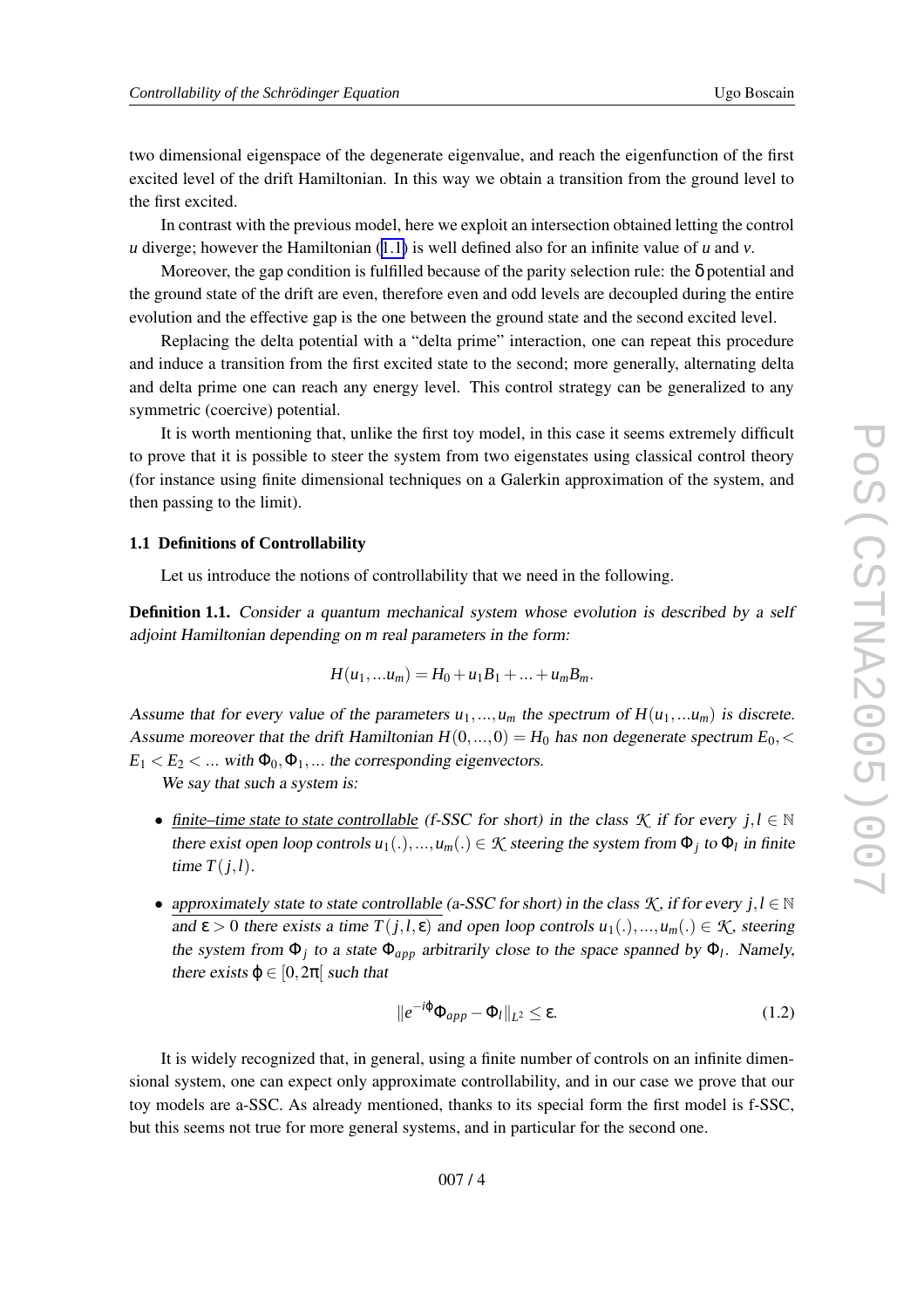two dimensional eigenspace of the degenerate eigenvalue, and reach the eigenfunction of the first excited level of the drift Hamiltonian. In this way we obtain a transition from the ground level to the first excited.

In contrast with the previous model, here we exploit an intersection obtained letting the control $u$ diverge; however the Hamiltonian (1.1) is well defined also for an infinite value of $u$ and $v$.

Moreover, the gap condition is fulfilled because of the parity selection rule: the $\delta$ potential and the ground state of the drift are even, therefore even and odd levels are decoupled during the entire evolution and the effective gap is the one between the ground state and the second excited level.

Replacing the delta potential with a "delta prime" interaction, one can repeat this procedure and induce a transition from the first excited state to the second; more generally, alternating delta and delta prime one can reach any energy level. This control strategy can be generalized to any symmetric (coercive) potential.

It is worth mentioning that, unlike the first toy model, in this case it seems extremely difficult to prove that it is possible to steer the system from two eigenstates using classical control theory (for instance using finite dimensional techniques on a Galerkin approximation of the system, and then passing to the limit).

### 1.1 Definitions of Controllability

Let us introduce the notions of controllability that we need in the following.

**Definition 1.1.** *Consider a quantum mechanical system whose evolution is described by a self adjoint Hamiltonian depending on m real parameters in the form:*

$$H(u_1,...u_m) = H_0 + u_1 B_1 + ... + u_m B_m.$$

*Assume that for every value of the parameters $u_1,...,u_m$ the spectrum of $H(u_1,...u_m)$ is discrete. Assume moreover that the drift Hamiltonian $H(0,...,0) = H_0$ has non degenerate spectrum $E_0, < E_1 < E_2 < ...$ with $\Phi_0, \Phi_1, ...$ the corresponding eigenvectors.*

*We say that such a system is:*

- *finite–time state to state controllable (f-SSC for short) in the class $\mathcal{K}$ if for every $j,l \in \mathbb{N}$ there exist open loop controls $u_1(.),...,u_m(.) \in \mathcal{K}$ steering the system from $\Phi_j$ to $\Phi_l$ in finite time $T(j,l)$.*
- *approximately state to state controllable (a-SSC for short) in the class $\mathcal{K}$, if for every $j,l \in \mathbb{N}$ and $\varepsilon > 0$ there exists a time $T(j,l,\varepsilon)$ and open loop controls $u_1(.),...,u_m(.) \in \mathcal{K}$, steering the system from $\Phi_j$ to a state $\Phi_{app}$ arbitrarily close to the space spanned by $\Phi_l$. Namely, there exists $\varphi \in [0, 2\pi[$ such that*

$$\|e^{-i\varphi}\Phi_{app} - \Phi_l\|_{L^2} \leq \varepsilon. \tag{1.2}$$

It is widely recognized that, in general, using a finite number of controls on an infinite dimensional system, one can expect only approximate controllability, and in our case we prove that our toy models are a-SSC. As already mentioned, thanks to its special form the first model is f-SSC, but this seems not true for more general systems, and in particular for the second one.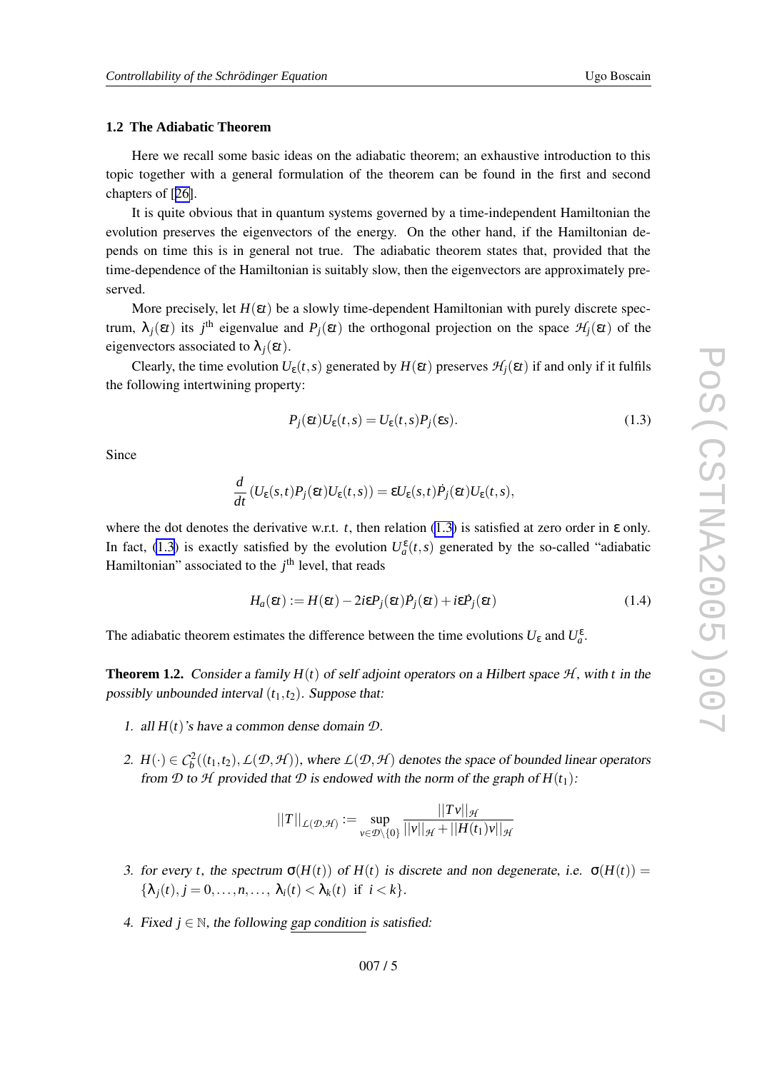### 1.2 The Adiabatic Theorem

Here we recall some basic ideas on the adiabatic theorem; an exhaustive introduction to this topic together with a general formulation of the theorem can be found in the first and second chapters of [26].

It is quite obvious that in quantum systems governed by a time-independent Hamiltonian the evolution preserves the eigenvectors of the energy. On the other hand, if the Hamiltonian depends on time this is in general not true. The adiabatic theorem states that, provided that the time-dependence of the Hamiltonian is suitably slow, then the eigenvectors are approximately preserved.

More precisely, let $H(\varepsilon t)$ be a slowly time-dependent Hamiltonian with purely discrete spectrum, $\lambda_j(\varepsilon t)$ its $j^{\text{th}}$ eigenvalue and $P_j(\varepsilon t)$ the orthogonal projection on the space $\mathcal{H}_j(\varepsilon t)$ of the eigenvectors associated to $\lambda_j(\varepsilon t)$.

Clearly, the time evolution $U_\varepsilon(t,s)$ generated by $H(\varepsilon t)$ preserves $\mathcal{H}_j(\varepsilon t)$ if and only if it fulfils the following intertwining property:

$$P_j(\varepsilon t)U_\varepsilon(t,s) = U_\varepsilon(t,s)P_j(\varepsilon s). \tag{1.3}$$

Since

$$\frac{d}{dt}\left(U_\varepsilon(s,t)P_j(\varepsilon t)U_\varepsilon(t,s)\right) = \varepsilon U_\varepsilon(s,t)\dot{P}_j(\varepsilon t)U_\varepsilon(t,s),$$

where the dot denotes the derivative w.r.t. $t$, then relation (1.3) is satisfied at zero order in $\varepsilon$ only. In fact, (1.3) is exactly satisfied by the evolution $U_a^\varepsilon(t,s)$ generated by the so-called "adiabatic Hamiltonian" associated to the $j^{\text{th}}$ level, that reads

$$H_a(\varepsilon t) := H(\varepsilon t) - 2i\varepsilon P_j(\varepsilon t)\dot{P}_j(\varepsilon t) + i\varepsilon \dot{P}_j(\varepsilon t) \tag{1.4}$$

The adiabatic theorem estimates the difference between the time evolutions $U_\varepsilon$ and $U_a^\varepsilon$.

**Theorem 1.2.** *Consider a family $H(t)$ of self adjoint operators on a Hilbert space $\mathcal{H}$, with $t$ in the possibly unbounded interval $(t_1,t_2)$. Suppose that:*

1. *all $H(t)$'s have a common dense domain $\mathcal{D}$.*
2. *$H(\cdot) \in \mathcal{C}_b^2((t_1,t_2),\mathcal{L}(\mathcal{D},\mathcal{H}))$, where $\mathcal{L}(\mathcal{D},\mathcal{H})$ denotes the space of bounded linear operators from $\mathcal{D}$ to $\mathcal{H}$ provided that $\mathcal{D}$ is endowed with the norm of the graph of $H(t_1)$:*

$$||T||_{\mathcal{L}(\mathcal{D},\mathcal{H})} := \sup_{v\in\mathcal{D}\setminus\{0\}} \frac{||Tv||_{\mathcal{H}}}{||v||_{\mathcal{H}} + ||H(t_1)v||_{\mathcal{H}}}$$

3. *for every $t$, the spectrum $\sigma(H(t))$ of $H(t)$ is discrete and non degenerate, i.e. $\sigma(H(t)) = \{\lambda_j(t), j = 0,\dots,n,\dots,\ \lambda_i(t) < \lambda_k(t) \text{ if } i<k\}$.*
4. *Fixed $j \in \mathbb{N}$, the following <u>gap condition</u> is satisfied:*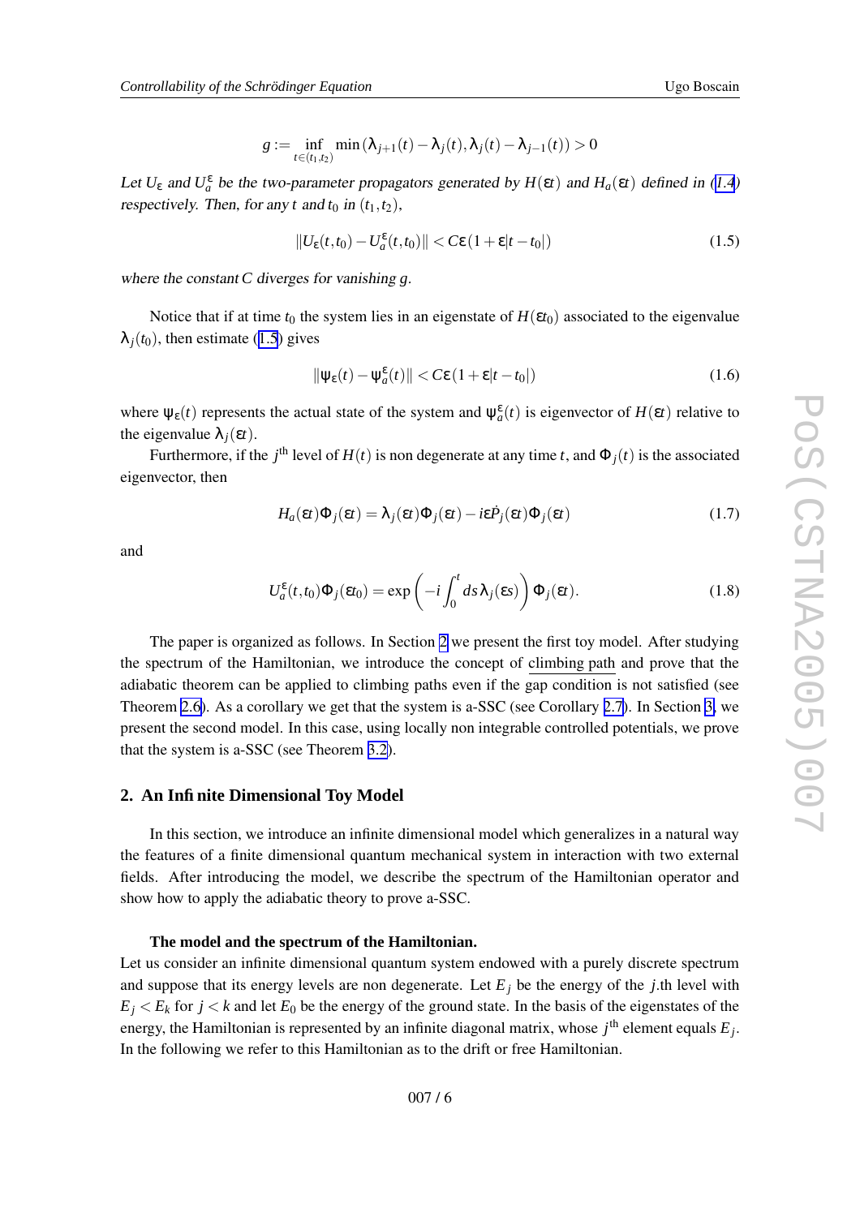$$g := \inf_{t\in(t_1,t_2)} \min\left(\lambda_{j+1}(t)-\lambda_j(t), \lambda_j(t)-\lambda_{j-1}(t)\right) > 0$$

*Let $U_\varepsilon$ and $U_a^\varepsilon$ be the two-parameter propagators generated by $H(\varepsilon t)$ and $H_a(\varepsilon t)$ defined in (1.4) respectively. Then, for any $t$ and $t_0$ in $(t_1,t_2)$,*

$$\|U_\varepsilon(t,t_0) - U_a^\varepsilon(t,t_0)\| < C\varepsilon(1+\varepsilon|t-t_0|) \tag{1.5}$$

*where the constant $C$ diverges for vanishing $g$.*

Notice that if at time $t_0$ the system lies in an eigenstate of $H(\varepsilon t_0)$ associated to the eigenvalue $\lambda_j(t_0)$, then estimate (1.5) gives

$$\|\psi_\varepsilon(t) - \psi_a^\varepsilon(t)\| < C\varepsilon(1+\varepsilon|t-t_0|) \tag{1.6}$$

where $\psi_\varepsilon(t)$ represents the actual state of the system and $\psi_a^\varepsilon(t)$ is eigenvector of $H(\varepsilon t)$ relative to the eigenvalue $\lambda_j(\varepsilon t)$.

Furthermore, if the $j^{\text{th}}$ level of $H(t)$ is non degenerate at any time $t$, and $\Phi_j(t)$ is the associated eigenvector, then

$$H_a(\varepsilon t)\Phi_j(\varepsilon t) = \lambda_j(\varepsilon t)\Phi_j(\varepsilon t) - i\varepsilon \dot{P}_j(\varepsilon t)\Phi_j(\varepsilon t) \tag{1.7}$$

and

$$U_a^\varepsilon(t,t_0)\Phi_j(\varepsilon t_0) = \exp\left(-i\int_0^t ds\,\lambda_j(\varepsilon s)\right)\Phi_j(\varepsilon t). \tag{1.8}$$

The paper is organized as follows. In Section 2 we present the first toy model. After studying the spectrum of the Hamiltonian, we introduce the concept of climbing path and prove that the adiabatic theorem can be applied to climbing paths even if the gap condition is not satisfied (see Theorem 2.6). As a corollary we get that the system is a-SSC (see Corollary 2.7). In Section 3, we present the second model. In this case, using locally non integrable controlled potentials, we prove that the system is a-SSC (see Theorem 3.2).

## 2. An Infinite Dimensional Toy Model

In this section, we introduce an infinite dimensional model which generalizes in a natural way the features of a finite dimensional quantum mechanical system in interaction with two external fields. After introducing the model, we describe the spectrum of the Hamiltonian operator and show how to apply the adiabatic theory to prove a-SSC.

**The model and the spectrum of the Hamiltonian.**

Let us consider an infinite dimensional quantum system endowed with a purely discrete spectrum and suppose that its energy levels are non degenerate. Let $E_j$ be the energy of the $j$.th level with $E_j < E_k$ for $j < k$ and let $E_0$ be the energy of the ground state. In the basis of the eigenstates of the energy, the Hamiltonian is represented by an infinite diagonal matrix, whose $j^{\text{th}}$ element equals $E_j$. In the following we refer to this Hamiltonian as to the drift or free Hamiltonian.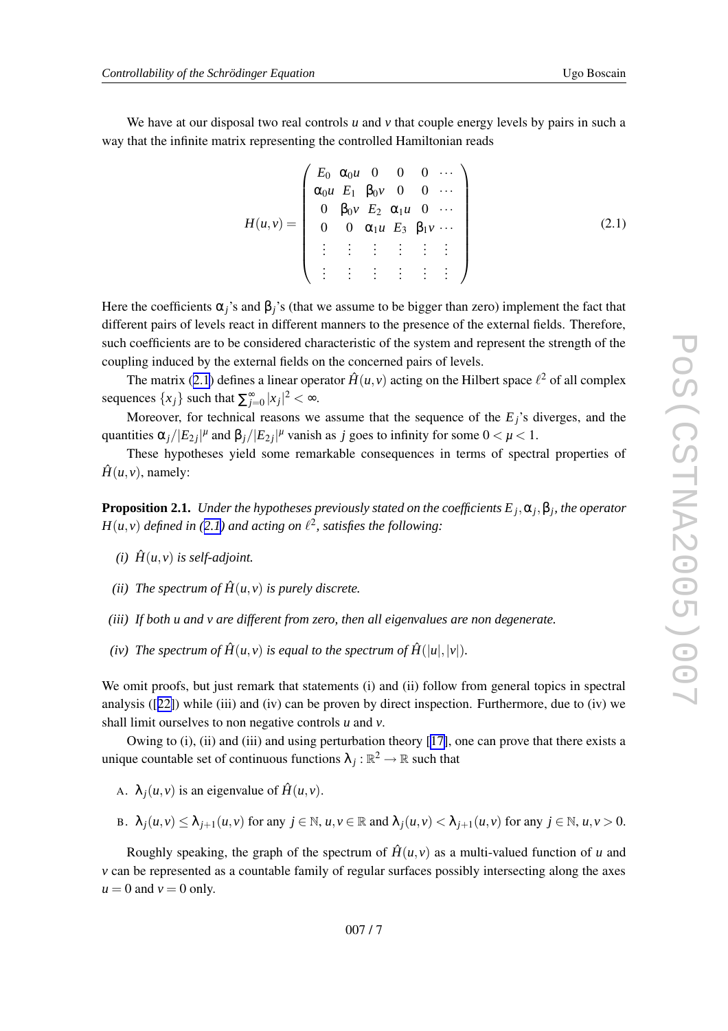We have at our disposal two real controls $u$ and $v$ that couple energy levels by pairs in such a way that the infinite matrix representing the controlled Hamiltonian reads

$$H(u,v) = \begin{pmatrix} E_0 & \alpha_0 u & 0 & 0 & 0 & \cdots \\ \alpha_0 u & E_1 & \beta_0 v & 0 & 0 & \cdots \\ 0 & \beta_0 v & E_2 & \alpha_1 u & 0 & \cdots \\ 0 & 0 & \alpha_1 u & E_3 & \beta_1 v & \cdots \\ \vdots & \vdots & \vdots & \vdots & \vdots & \vdots \\ \vdots & \vdots & \vdots & \vdots & \vdots & \vdots \end{pmatrix} \tag{2.1}$$

Here the coefficients $\alpha_j$'s and $\beta_j$'s (that we assume to be bigger than zero) implement the fact that different pairs of levels react in different manners to the presence of the external fields. Therefore, such coefficients are to be considered characteristic of the system and represent the strength of the coupling induced by the external fields on the concerned pairs of levels.

The matrix (2.1) defines a linear operator $\hat{H}(u,v)$ acting on the Hilbert space $\ell^2$ of all complex sequences $\{x_j\}$ such that $\sum_{j=0}^{\infty}|x_j|^2 < \infty$.

Moreover, for technical reasons we assume that the sequence of the $E_j$'s diverges, and the quantities $\alpha_j/|E_{2j}|^{\mu}$ and $\beta_j/|E_{2j}|^{\mu}$ vanish as $j$ goes to infinity for some $0<\mu<1$.

These hypotheses yield some remarkable consequences in terms of spectral properties of $\hat{H}(u,v)$, namely:

**Proposition 2.1.** *Under the hypotheses previously stated on the coefficients $E_j, \alpha_j, \beta_j$, the operator $H(u,v)$ defined in (2.1) and acting on $\ell^2$, satisfies the following:*

- *(i) $\hat{H}(u,v)$ is self-adjoint.*
- *(ii) The spectrum of $\hat{H}(u,v)$ is purely discrete.*
- *(iii) If both $u$ and $v$ are different from zero, then all eigenvalues are non degenerate.*
- *(iv) The spectrum of $\hat{H}(u,v)$ is equal to the spectrum of $\hat{H}(|u|,|v|)$.*

We omit proofs, but just remark that statements (i) and (ii) follow from general topics in spectral analysis ([22]) while (iii) and (iv) can be proven by direct inspection. Furthermore, due to (iv) we shall limit ourselves to non negative controls $u$ and $v$.

Owing to (i), (ii) and (iii) and using perturbation theory [17], one can prove that there exists a unique countable set of continuous functions $\lambda_j : \mathbb{R}^2 \to \mathbb{R}$ such that

- A. $\lambda_j(u,v)$ is an eigenvalue of $\hat{H}(u,v)$.
- B. $\lambda_j(u,v) \le \lambda_{j+1}(u,v)$ for any $j \in \mathbb{N}$, $u,v \in \mathbb{R}$ and $\lambda_j(u,v) < \lambda_{j+1}(u,v)$ for any $j \in \mathbb{N}$, $u,v > 0$.

Roughly speaking, the graph of the spectrum of $\hat{H}(u,v)$ as a multi-valued function of $u$ and $v$ can be represented as a countable family of regular surfaces possibly intersecting along the axes $u=0$ and $v=0$ only.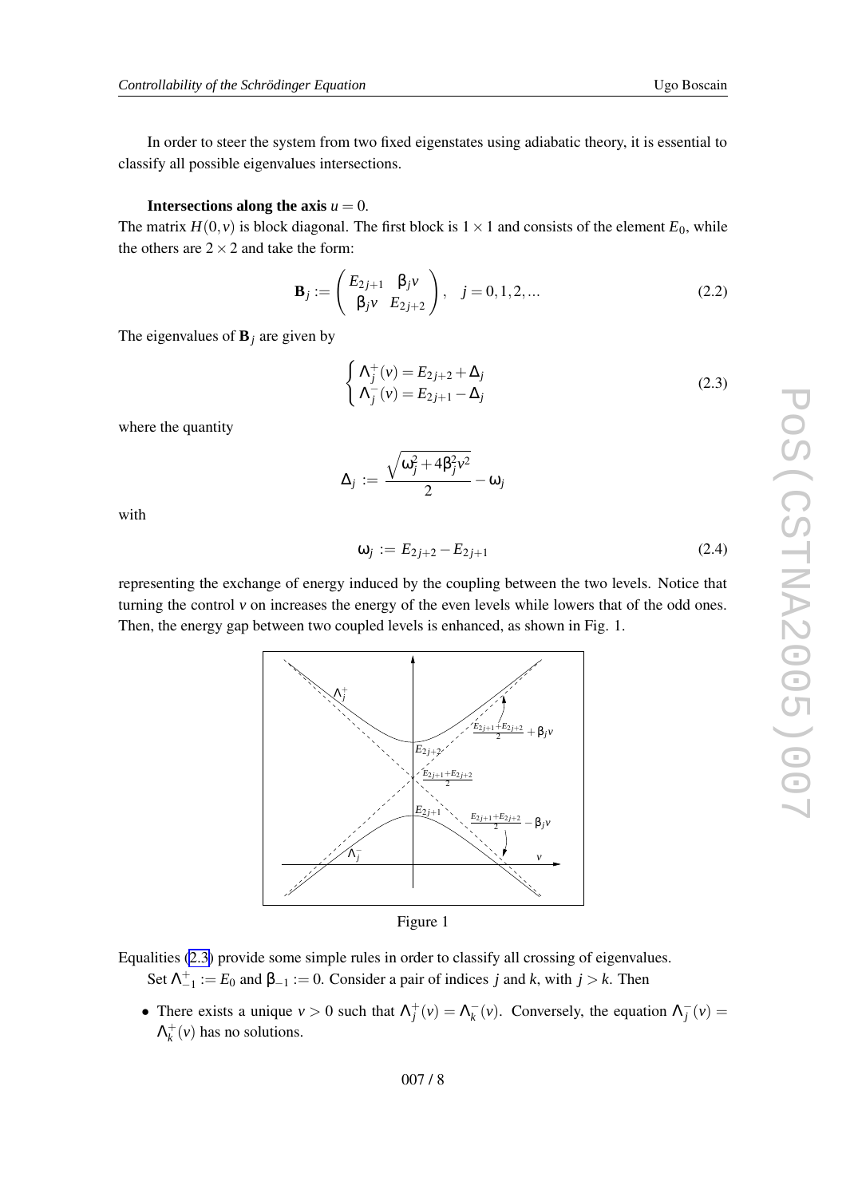In order to steer the system from two fixed eigenstates using adiabatic theory, it is essential to classify all possible eigenvalues intersections.

**Intersections along the axis** $u = 0$.
The matrix $H(0,v)$ is block diagonal. The first block is $1\times 1$ and consists of the element $E_0$, while the others are $2\times 2$ and take the form:

$$\mathbf{B}_j := \begin{pmatrix} E_{2j+1} & \beta_j v \\ \beta_j v & E_{2j+2} \end{pmatrix}, \quad j = 0,1,2,\ldots \tag{2.2}$$

The eigenvalues of $\mathbf{B}_j$ are given by

$$\begin{cases} \Lambda_j^+(v) = E_{2j+2} + \Delta_j \\ \Lambda_j^-(v) = E_{2j+1} - \Delta_j \end{cases} \tag{2.3}$$

where the quantity

$$\Delta_j := \frac{\sqrt{\omega_j^2 + 4\beta_j^2 v^2}}{2} - \omega_j$$

with

$$\omega_j := E_{2j+2} - E_{2j+1} \tag{2.4}$$

representing the exchange of energy induced by the coupling between the two levels. Notice that turning the control $v$ on increases the energy of the even levels while lowers that of the odd ones. Then, the energy gap between two coupled levels is enhanced, as shown in Fig. 1.

Figure 1

Equalities (2.3) provide some simple rules in order to classify all crossing of eigenvalues.

Set $\Lambda_{-1}^+ := E_0$ and $\beta_{-1} := 0$. Consider a pair of indices $j$ and $k$, with $j > k$. Then

- There exists a unique $v > 0$ such that $\Lambda_j^+(v) = \Lambda_k^-(v)$. Conversely, the equation $\Lambda_j^-(v) = \Lambda_k^+(v)$ has no solutions.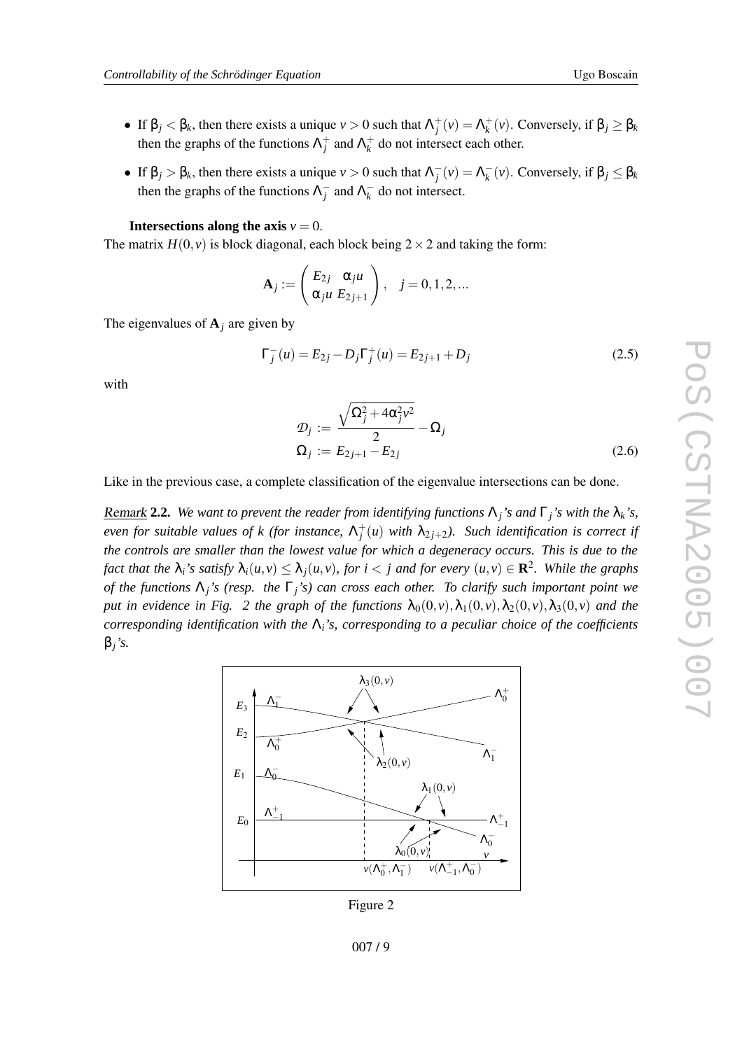- If $\beta_j < \beta_k$, then there exists a unique $v > 0$ such that $\Lambda_j^+(v) = \Lambda_k^+(v)$. Conversely, if $\beta_j \geq \beta_k$ then the graphs of the functions $\Lambda_j^+$ and $\Lambda_k^+$ do not intersect each other.
- If $\beta_j > \beta_k$, then there exists a unique $v > 0$ such that $\Lambda_j^-(v) = \Lambda_k^-(v)$. Conversely, if $\beta_j \leq \beta_k$ then the graphs of the functions $\Lambda_j^-$ and $\Lambda_k^-$ do not intersect.

**Intersections along the axis** $v = 0$.

The matrix $H(0,v)$ is block diagonal, each block being $2 \times 2$ and taking the form:

$$\mathbf{A}_j := \begin{pmatrix} E_{2j} & \alpha_j u \\ \alpha_j u & E_{2j+1} \end{pmatrix}, \quad j = 0,1,2,...$$

The eigenvalues of $\mathbf{A}_j$ are given by

$$\Gamma_j^-(u) = E_{2j} - D_j \Gamma_j^+(u) = E_{2j+1} + D_j \tag{2.5}$$

with

$$\begin{aligned} \mathcal{D}_j &:= \frac{\sqrt{\Omega_j^2 + 4\alpha_j^2 v^2}}{2} - \Omega_j \\ \Omega_j &:= E_{2j+1} - E_{2j} \end{aligned} \tag{2.6}$$

Like in the previous case, a complete classification of the eigenvalue intersections can be done.

*Remark* **2.2.** *We want to prevent the reader from identifying functions $\Lambda_j$'s and $\Gamma_j$'s with the $\lambda_k$'s, even for suitable values of $k$ (for instance, $\Lambda_j^+(u)$ with $\lambda_{2j+2}$). Such identification is correct if the controls are smaller than the lowest value for which a degeneracy occurs. This is due to the fact that the $\lambda_i$'s satisfy $\lambda_i(u,v) \leq \lambda_j(u,v)$, for $i < j$ and for every $(u,v) \in \mathbf{R}^2$. While the graphs of the functions $\Lambda_j$'s (resp. the $\Gamma_j$'s) can cross each other. To clarify such important point we put in evidence in Fig. 2 the graph of the functions $\lambda_0(0,v), \lambda_1(0,v), \lambda_2(0,v), \lambda_3(0,v)$ and the corresponding identification with the $\Lambda_i$'s, corresponding to a peculiar choice of the coefficients $\beta_j$'s.*

Figure 2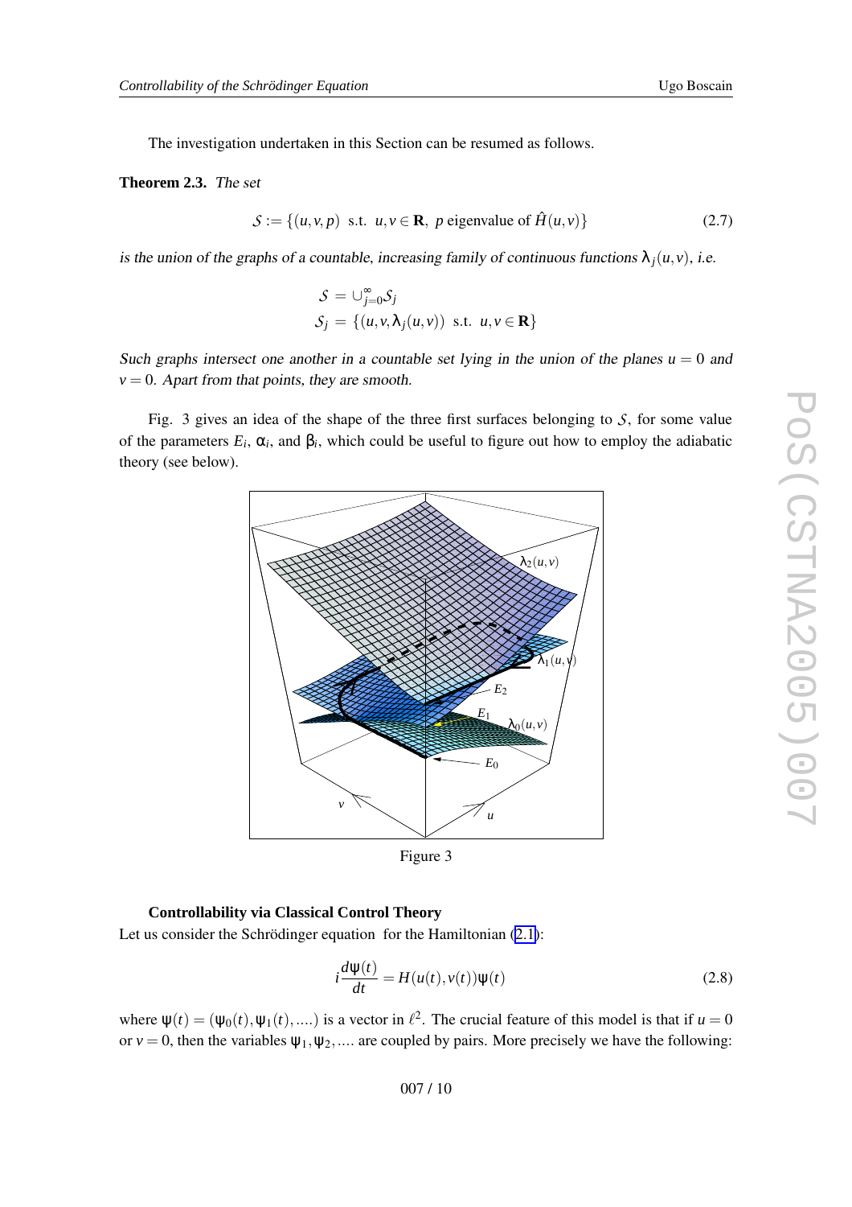The investigation undertaken in this Section can be resumed as follows.

**Theorem 2.3.** *The set*

$$\mathcal{S} := \{(u,v,p) \text{ s.t. } u,v \in \mathbf{R},\ p \text{ eigenvalue of } \hat{H}(u,v)\} \tag{2.7}$$

*is the union of the graphs of a countable, increasing family of continuous functions $\lambda_j(u,v)$, i.e.*

$$\mathcal{S} = \cup_{j=0}^{\infty} \mathcal{S}_j$$
$$\mathcal{S}_j = \{(u,v,\lambda_j(u,v)) \text{ s.t. } u,v \in \mathbf{R}\}$$

*Such graphs intersect one another in a countable set lying in the union of the planes $u=0$ and $v=0$. Apart from that points, they are smooth.*

Fig. 3 gives an idea of the shape of the three first surfaces belonging to $\mathcal{S}$, for some value of the parameters $E_i$, $\alpha_i$, and $\beta_i$, which could be useful to figure out how to employ the adiabatic theory (see below).

Figure 3

**Controllability via Classical Control Theory**

Let us consider the Schrödinger equation for the Hamiltonian (2.1):

$$i\frac{d\psi(t)}{dt} = H(u(t),v(t))\psi(t) \tag{2.8}$$

where $\psi(t) = (\psi_0(t), \psi_1(t), ....)$ is a vector in $\ell^2$. The crucial feature of this model is that if $u=0$ or $v=0$, then the variables $\psi_1, \psi_2, ....$ are coupled by pairs. More precisely we have the following: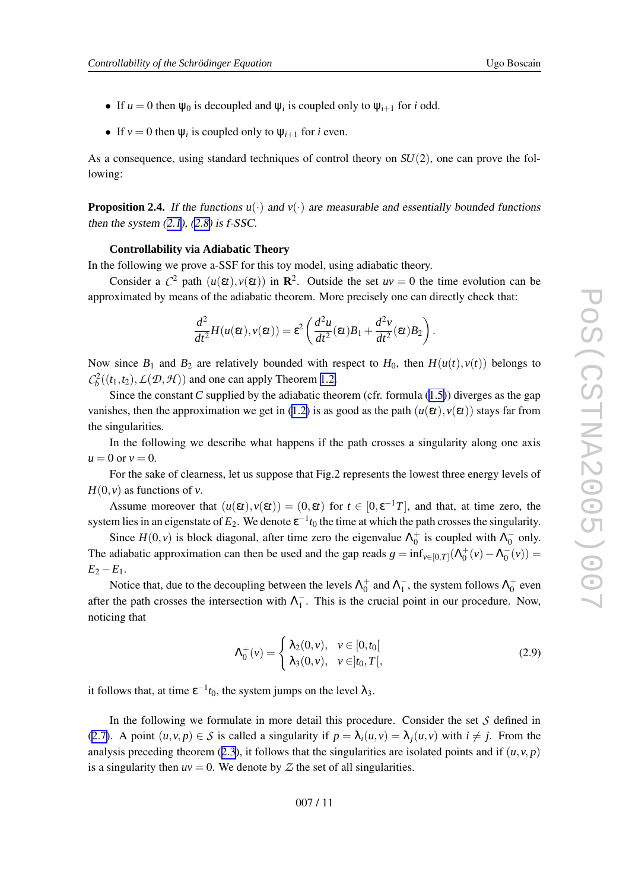- If $u = 0$ then $\psi_0$ is decoupled and $\psi_i$ is coupled only to $\psi_{i+1}$ for $i$ odd.
- If $v = 0$ then $\psi_i$ is coupled only to $\psi_{i+1}$ for $i$ even.

As a consequence, using standard techniques of control theory on $SU(2)$, one can prove the following:

**Proposition 2.4.** *If the functions $u(\cdot)$ and $v(\cdot)$ are measurable and essentially bounded functions then the system (2.1), (2.8) is f-SSC.*

**Controllability via Adiabatic Theory**

In the following we prove a-SSF for this toy model, using adiabatic theory.

Consider a $\mathcal{C}^2$ path $(u(\varepsilon t), v(\varepsilon t))$ in $\mathbf{R}^2$. Outside the set $uv = 0$ the time evolution can be approximated by means of the adiabatic theorem. More precisely one can directly check that:

$$\frac{d^2}{dt^2}H(u(\varepsilon t), v(\varepsilon t)) = \varepsilon^2 \left( \frac{d^2 u}{dt^2}(\varepsilon t)B_1 + \frac{d^2 v}{dt^2}(\varepsilon t)B_2 \right).$$

Now since $B_1$ and $B_2$ are relatively bounded with respect to $H_0$, then $H(u(t), v(t))$ belongs to $\mathcal{C}_b^2((t_1,t_2), \mathcal{L}(\mathcal{D}, \mathcal{H}))$ and one can apply Theorem 1.2.

Since the constant $C$ supplied by the adiabatic theorem (cfr. formula (1.5)) diverges as the gap vanishes, then the approximation we get in (1.2) is as good as the path $(u(\varepsilon t), v(\varepsilon t))$ stays far from the singularities.

In the following we describe what happens if the path crosses a singularity along one axis $u = 0$ or $v = 0$.

For the sake of clearness, let us suppose that Fig.2 represents the lowest three energy levels of $H(0, v)$ as functions of $v$.

Assume moreover that $(u(\varepsilon t), v(\varepsilon t)) = (0, \varepsilon t)$ for $t \in [0, \varepsilon^{-1}T]$, and that, at time zero, the system lies in an eigenstate of $E_2$. We denote $\varepsilon^{-1}t_0$ the time at which the path crosses the singularity.

Since $H(0, v)$ is block diagonal, after time zero the eigenvalue $\Lambda_0^+$ is coupled with $\Lambda_0^-$ only. The adiabatic approximation can then be used and the gap reads $g = \inf_{v\in[0,T]}(\Lambda_0^+(v) - \Lambda_0^-(v)) = E_2 - E_1$.

Notice that, due to the decoupling between the levels $\Lambda_0^+$ and $\Lambda_1^-$, the system follows $\Lambda_0^+$ even after the path crosses the intersection with $\Lambda_1^-$. This is the crucial point in our procedure. Now, noticing that

$$\Lambda_0^+(v) = \begin{cases} \lambda_2(0, v), & v \in [0, t_0[ \\ \lambda_3(0, v), & v \in ]t_0, T[, \end{cases} \tag{2.9}$$

it follows that, at time $\varepsilon^{-1}t_0$, the system jumps on the level $\lambda_3$.

In the following we formulate in more detail this procedure. Consider the set $\mathcal{S}$ defined in (2.7). A point $(u, v, p) \in \mathcal{S}$ is called a singularity if $p = \lambda_i(u, v) = \lambda_j(u, v)$ with $i \neq j$. From the analysis preceding theorem (2.3), it follows that the singularities are isolated points and if $(u, v, p)$ is a singularity then $uv = 0$. We denote by $\mathcal{Z}$ the set of all singularities.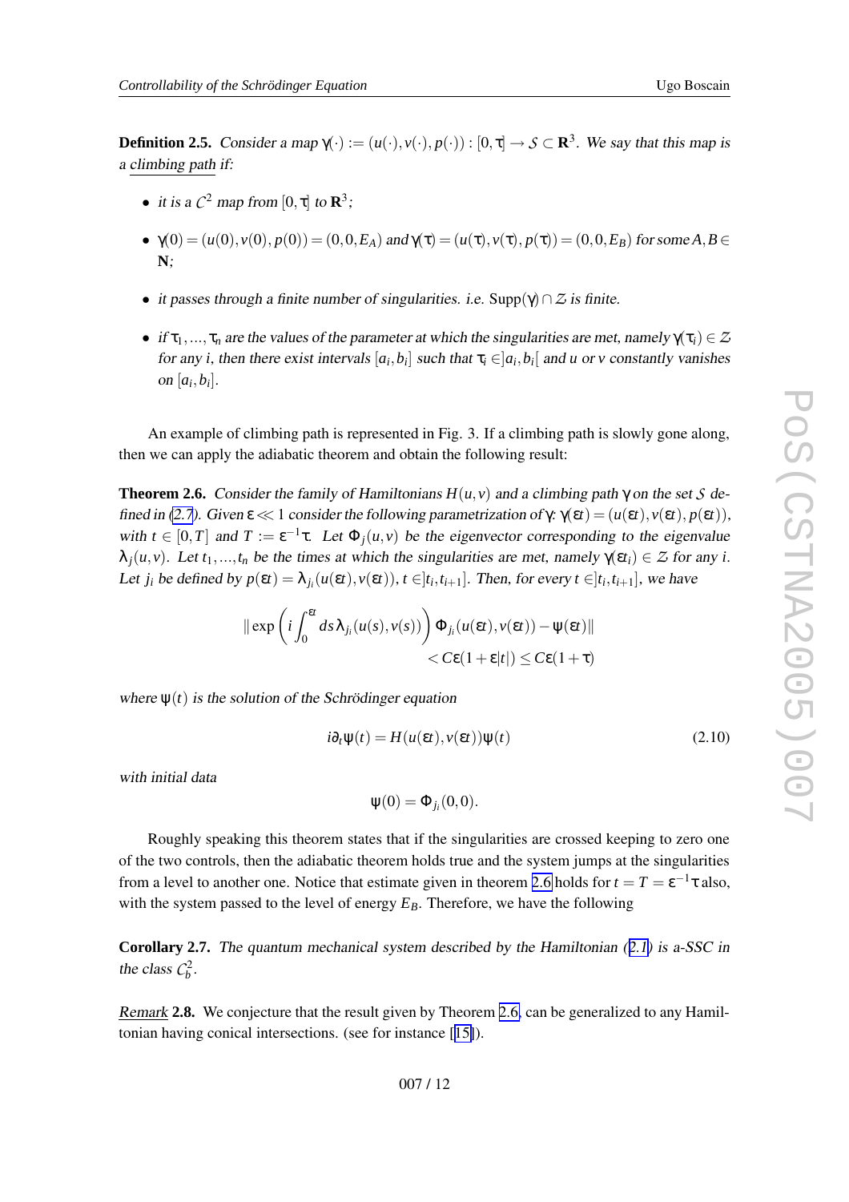**Definition 2.5.** *Consider a map $\gamma(\cdot) := (u(\cdot), v(\cdot), p(\cdot)) : [0,\tau] \to \mathcal{S} \subset \mathbf{R}^3$. We say that this map is a* climbing path *if:*

- *it is a $\mathcal{C}^2$ map from $[0,\tau]$ to $\mathbf{R}^3$;*
- $\gamma(0) = (u(0), v(0), p(0)) = (0,0,E_A)$ *and* $\gamma(\tau) = (u(\tau), v(\tau), p(\tau)) = (0,0,E_B)$ *for some* $A, B \in \mathbf{N}$*;*
- *it passes through a finite number of singularities. i.e.* $\mathrm{Supp}(\gamma) \cap \mathcal{Z}$ *is finite.*
- *if $\tau_1, \ldots, \tau_n$ are the values of the parameter at which the singularities are met, namely $\gamma(\tau_i) \in \mathcal{Z}$ for any $i$, then there exist intervals $[a_i, b_i]$ such that $\tau_i \in ]a_i, b_i[$ and $u$ or $v$ constantly vanishes on $[a_i, b_i]$.*

An example of climbing path is represented in Fig. 3. If a climbing path is slowly gone along, then we can apply the adiabatic theorem and obtain the following result:

**Theorem 2.6.** *Consider the family of Hamiltonians $H(u,v)$ and a climbing path $\gamma$ on the set $\mathcal{S}$ defined in (2.7). Given $\varepsilon \ll 1$ consider the following parametrization of $\gamma$: $\gamma(\varepsilon t) = (u(\varepsilon t), v(\varepsilon t), p(\varepsilon t))$, with $t \in [0,T]$ and $T := \varepsilon^{-1}\tau$. Let $\Phi_j(u,v)$ be the eigenvector corresponding to the eigenvalue $\lambda_j(u,v)$. Let $t_1, \ldots, t_n$ be the times at which the singularities are met, namely $\gamma(\varepsilon t_i) \in \mathcal{Z}$ for any $i$. Let $j_i$ be defined by $p(\varepsilon t) = \lambda_{j_i}(u(\varepsilon t), v(\varepsilon t))$, $t \in ]t_i, t_{i+1}]$. Then, for every $t \in ]t_i, t_{i+1}]$, we have*

$$\left\| \exp\left( i \int_0^{\varepsilon t} ds\, \lambda_{j_i}(u(s), v(s)) \right) \Phi_{j_i}(u(\varepsilon t), v(\varepsilon t)) - \psi(\varepsilon t) \right\| < C\varepsilon(1 + \varepsilon|t|) \le C\varepsilon(1+\tau)$$

*where $\psi(t)$ is the solution of the Schrödinger equation*

$$i\partial_t \psi(t) = H(u(\varepsilon t), v(\varepsilon t))\psi(t) \tag{2.10}$$

*with initial data*

$$\psi(0) = \Phi_{j_i}(0,0).$$

Roughly speaking this theorem states that if the singularities are crossed keeping to zero one of the two controls, then the adiabatic theorem holds true and the system jumps at the singularities from a level to another one. Notice that estimate given in theorem 2.6 holds for $t = T = \varepsilon^{-1}\tau$ also, with the system passed to the level of energy $E_B$. Therefore, we have the following

**Corollary 2.7.** *The quantum mechanical system described by the Hamiltonian (2.1) is a-SSC in the class $\mathcal{C}_b^2$.*

*Remark* **2.8.** We conjecture that the result given by Theorem 2.6, can be generalized to any Hamiltonian having conical intersections. (see for instance [15]).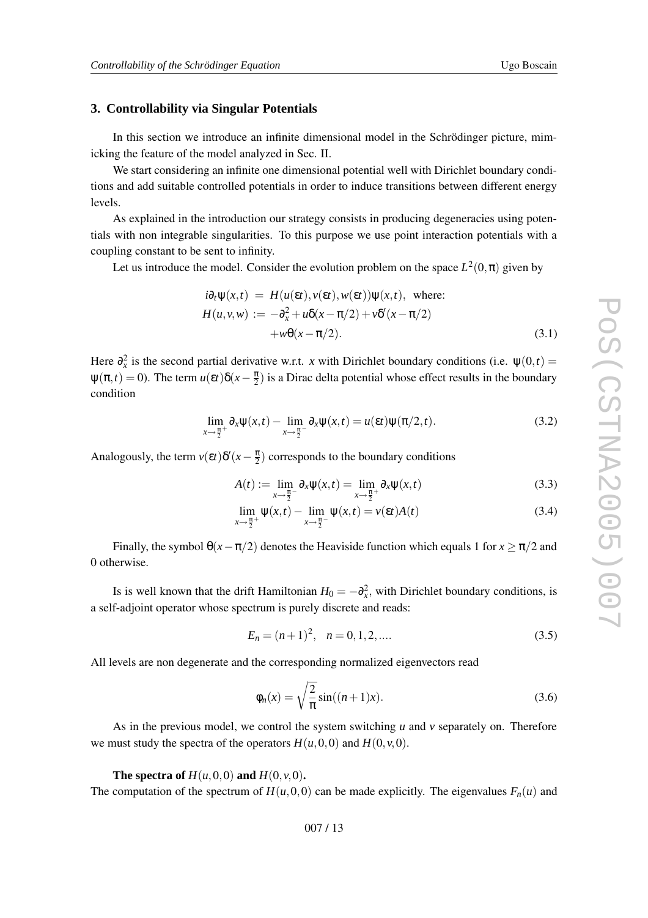## 3. Controllability via Singular Potentials

In this section we introduce an infinite dimensional model in the Schrödinger picture, mimicking the feature of the model analyzed in Sec. II.

We start considering an infinite one dimensional potential well with Dirichlet boundary conditions and add suitable controlled potentials in order to induce transitions between different energy levels.

As explained in the introduction our strategy consists in producing degeneracies using potentials with non integrable singularities. To this purpose we use point interaction potentials with a coupling constant to be sent to infinity.

Let us introduce the model. Consider the evolution problem on the space $L^2(0,\pi)$ given by

$$
\begin{aligned}
i\partial_t\psi(x,t) &= H(u(\varepsilon t), v(\varepsilon t), w(\varepsilon t))\psi(x,t), \text{ where:} \\
H(u,v,w) &:= -\partial_x^2 + u\delta(x-\pi/2) + v\delta'(x-\pi/2) \\
&\quad + w\theta(x-\pi/2).
\end{aligned} \tag{3.1}
$$

Here $\partial_x^2$ is the second partial derivative w.r.t. $x$ with Dirichlet boundary conditions (i.e. $\psi(0,t) = \psi(\pi,t) = 0$). The term $u(\varepsilon t)\delta(x-\frac{\pi}{2})$ is a Dirac delta potential whose effect results in the boundary condition

$$
\lim_{x\to\frac{\pi}{2}^+}\partial_x\psi(x,t) - \lim_{x\to\frac{\pi}{2}^-}\partial_x\psi(x,t) = u(\varepsilon t)\psi(\pi/2,t). \tag{3.2}
$$

Analogously, the term $v(\varepsilon t)\delta'(x-\frac{\pi}{2})$ corresponds to the boundary conditions

$$
A(t) := \lim_{x\to\frac{\pi}{2}^-}\partial_x\psi(x,t) = \lim_{x\to\frac{\pi}{2}^+}\partial_x\psi(x,t) \tag{3.3}
$$

$$
\lim_{x\to\frac{\pi}{2}^+}\psi(x,t) - \lim_{x\to\frac{\pi}{2}^-}\psi(x,t) = v(\varepsilon t)A(t) \tag{3.4}
$$

Finally, the symbol $\theta(x-\pi/2)$ denotes the Heaviside function which equals 1 for $x \geq \pi/2$ and 0 otherwise.

Is is well known that the drift Hamiltonian $H_0 = -\partial_x^2$, with Dirichlet boundary conditions, is a self-adjoint operator whose spectrum is purely discrete and reads:

$$
E_n = (n+1)^2, \quad n = 0,1,2,.... \tag{3.5}
$$

All levels are non degenerate and the corresponding normalized eigenvectors read

$$
\phi_n(x) = \sqrt{\frac{2}{\pi}}\sin((n+1)x). \tag{3.6}
$$

As in the previous model, we control the system switching $u$ and $v$ separately on. Therefore we must study the spectra of the operators $H(u,0,0)$ and $H(0,v,0)$.

**The spectra of $H(u,0,0)$ and $H(0,v,0)$.**
The computation of the spectrum of $H(u,0,0)$ can be made explicitly. The eigenvalues $F_n(u)$ and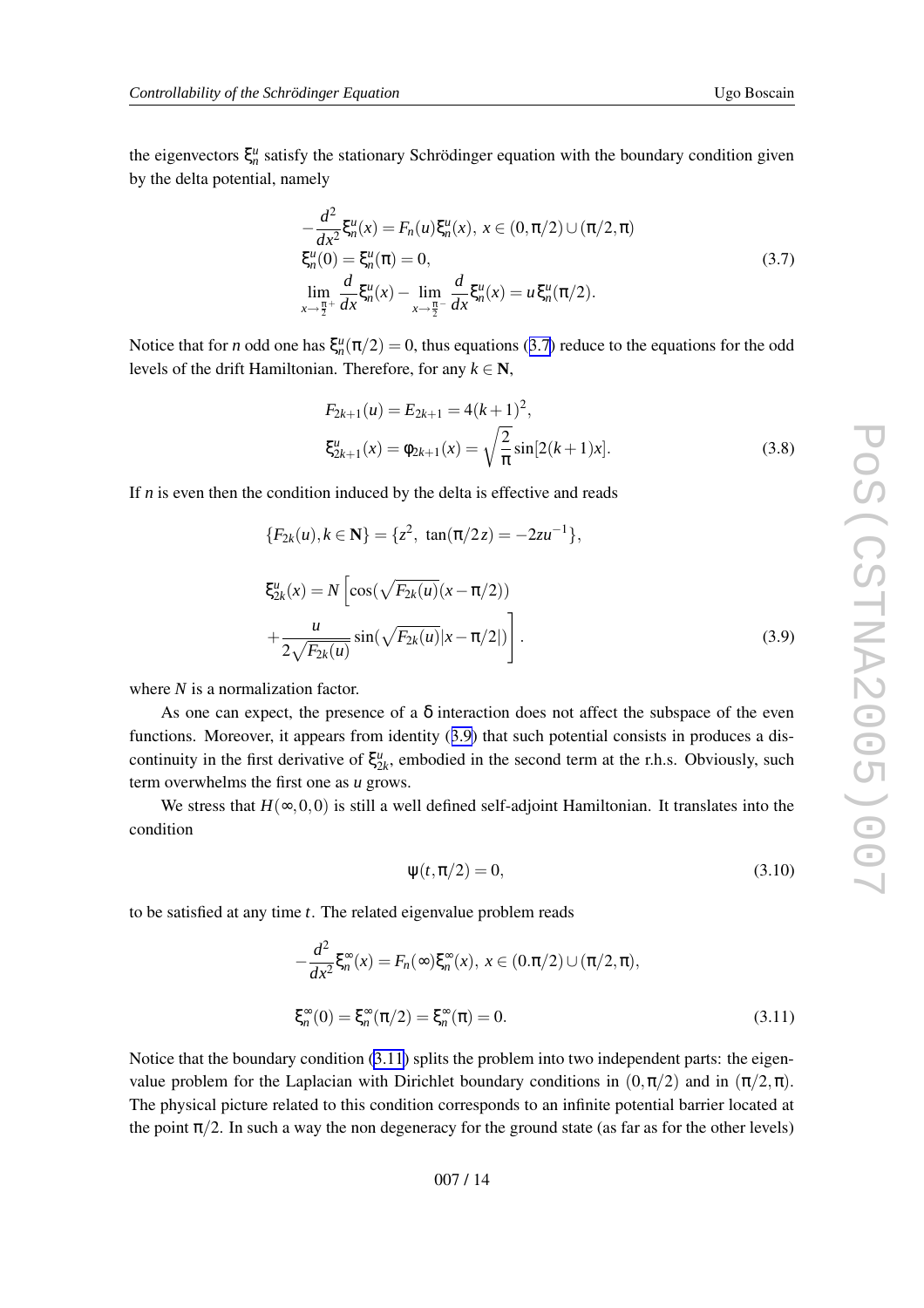the eigenvectors $\xi_n^u$ satisfy the stationary Schrödinger equation with the boundary condition given by the delta potential, namely

$$
\begin{aligned}
&-\frac{d^2}{dx^2}\xi_n^u(x) = F_n(u)\xi_n^u(x),\ x \in (0,\pi/2)\cup(\pi/2,\pi) \\
&\xi_n^u(0) = \xi_n^u(\pi) = 0, \\
&\lim_{x\to\frac{\pi}{2}^+}\frac{d}{dx}\xi_n^u(x) - \lim_{x\to\frac{\pi}{2}^-}\frac{d}{dx}\xi_n^u(x) = u\,\xi_n^u(\pi/2).
\end{aligned}
\tag{3.7}
$$

Notice that for $n$ odd one has $\xi_n^u(\pi/2) = 0$, thus equations (3.7) reduce to the equations for the odd levels of the drift Hamiltonian. Therefore, for any $k \in \mathbf{N}$,

$$
\begin{aligned}
F_{2k+1}(u) &= E_{2k+1} = 4(k+1)^2, \\
\xi_{2k+1}^u(x) &= \varphi_{2k+1}(x) = \sqrt{\frac{2}{\pi}}\sin[2(k+1)x].
\end{aligned}
\tag{3.8}
$$

If $n$ is even then the condition induced by the delta is effective and reads

$$
\{F_{2k}(u), k\in\mathbf{N}\} = \{z^2,\ \tan(\pi/2z) = -2zu^{-1}\},
$$

$$
\xi_{2k}^u(x) = N\left[\cos(\sqrt{F_{2k}(u)}(x-\pi/2)) + \frac{u}{2\sqrt{F_{2k}(u)}}\sin(\sqrt{F_{2k}(u)}|x-\pi/2|)\right].
\tag{3.9}
$$

where $N$ is a normalization factor.

As one can expect, the presence of a $\delta$ interaction does not affect the subspace of the even functions. Moreover, it appears from identity (3.9) that such potential consists in produces a discontinuity in the first derivative of $\xi_{2k}^u$, embodied in the second term at the r.h.s. Obviously, such term overwhelms the first one as $u$ grows.

We stress that $H(\infty,0,0)$ is still a well defined self-adjoint Hamiltonian. It translates into the condition

$$
\psi(t,\pi/2) = 0,
\tag{3.10}
$$

to be satisfied at any time $t$. The related eigenvalue problem reads

$$
\begin{aligned}
&-\frac{d^2}{dx^2}\xi_n^\infty(x) = F_n(\infty)\xi_n^\infty(x),\ x \in (0.\pi/2)\cup(\pi/2,\pi), \\
&\xi_n^\infty(0) = \xi_n^\infty(\pi/2) = \xi_n^\infty(\pi) = 0.
\end{aligned}
\tag{3.11}
$$

Notice that the boundary condition (3.11) splits the problem into two independent parts: the eigenvalue problem for the Laplacian with Dirichlet boundary conditions in $(0,\pi/2)$ and in $(\pi/2,\pi)$. The physical picture related to this condition corresponds to an infinite potential barrier located at the point $\pi/2$. In such a way the non degeneracy for the ground state (as far as for the other levels)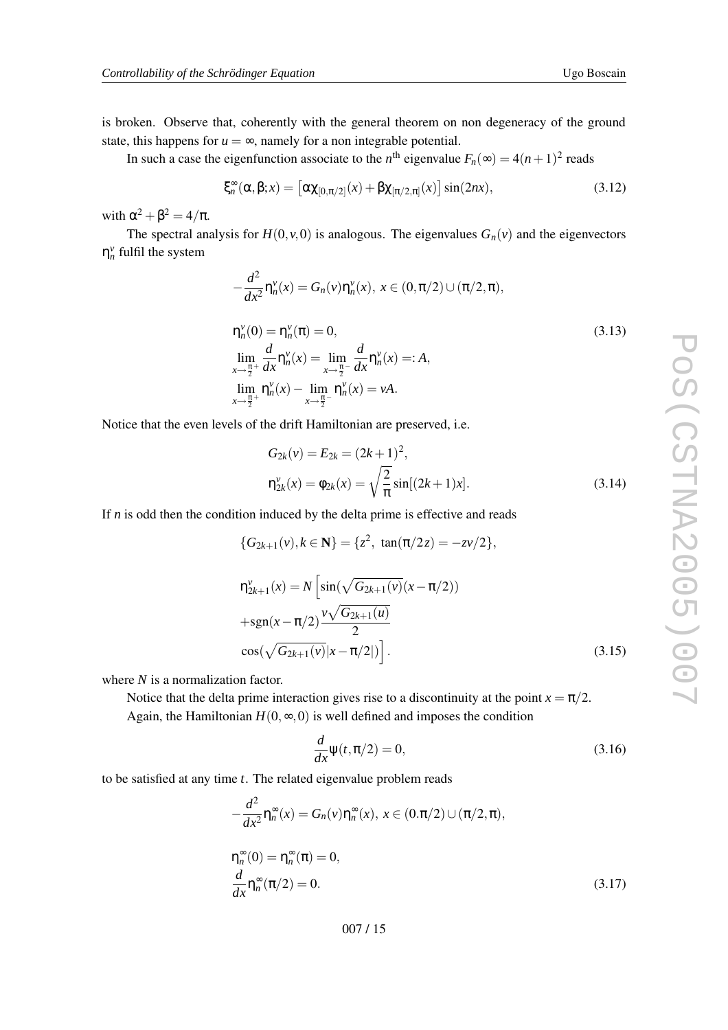is broken. Observe that, coherently with the general theorem on non degeneracy of the ground state, this happens for $u = \infty$, namely for a non integrable potential.

In such a case the eigenfunction associate to the $n^{\text{th}}$ eigenvalue $F_n(\infty) = 4(n+1)^2$ reads

$$\xi_n^\infty(\alpha,\beta;x) = \left[\alpha\chi_{[0,\pi/2]}(x) + \beta\chi_{[\pi/2,\pi]}(x)\right]\sin(2nx), \tag{3.12}$$

with $\alpha^2+\beta^2 = 4/\pi$.

The spectral analysis for $H(0,v,0)$ is analogous. The eigenvalues $G_n(v)$ and the eigenvectors $\eta_n^v$ fulfil the system

$$\begin{aligned}
&-\frac{d^2}{dx^2}\eta_n^v(x) = G_n(v)\eta_n^v(x),\ x\in(0,\pi/2)\cup(\pi/2,\pi),\\
&\eta_n^v(0) = \eta_n^v(\pi) = 0,\\
&\lim_{x\to\frac{\pi}{2}^+}\frac{d}{dx}\eta_n^v(x) = \lim_{x\to\frac{\pi}{2}^-}\frac{d}{dx}\eta_n^v(x) =: A,\\
&\lim_{x\to\frac{\pi}{2}^+}\eta_n^v(x) - \lim_{x\to\frac{\pi}{2}^-}\eta_n^v(x) = vA.
\end{aligned}\tag{3.13}$$

Notice that the even levels of the drift Hamiltonian are preserved, i.e.

$$\begin{aligned}
&G_{2k}(v) = E_{2k} = (2k+1)^2,\\
&\eta_{2k}^v(x) = \phi_{2k}(x) = \sqrt{\frac{2}{\pi}}\sin[(2k+1)x].
\end{aligned}\tag{3.14}$$

If $n$ is odd then the condition induced by the delta prime is effective and reads

$$\begin{aligned}
&\{G_{2k+1}(v), k\in\mathbf{N}\} = \{z^2,\ \tan(\pi/2z) = -zv/2\},\\
&\eta_{2k+1}^v(x) = N\Big[\sin(\sqrt{G_{2k+1}(v)}(x-\pi/2))\\
&+\text{sgn}(x-\pi/2)\frac{v\sqrt{G_{2k+1}(u)}}{2}\\
&\cos(\sqrt{G_{2k+1}(v)}|x-\pi/2|)\Big].
\end{aligned}\tag{3.15}$$

where $N$ is a normalization factor.

Notice that the delta prime interaction gives rise to a discontinuity at the point $x = \pi/2$.

Again, the Hamiltonian $H(0,\infty,0)$ is well defined and imposes the condition

$$\frac{d}{dx}\psi(t,\pi/2) = 0, \tag{3.16}$$

to be satisfied at any time $t$. The related eigenvalue problem reads

$$\begin{aligned}
&-\frac{d^2}{dx^2}\eta_n^\infty(x) = G_n(v)\eta_n^\infty(x),\ x\in(0.\pi/2)\cup(\pi/2,\pi),\\
&\eta_n^\infty(0) = \eta_n^\infty(\pi) = 0,\\
&\frac{d}{dx}\eta_n^\infty(\pi/2) = 0.
\end{aligned}\tag{3.17}$$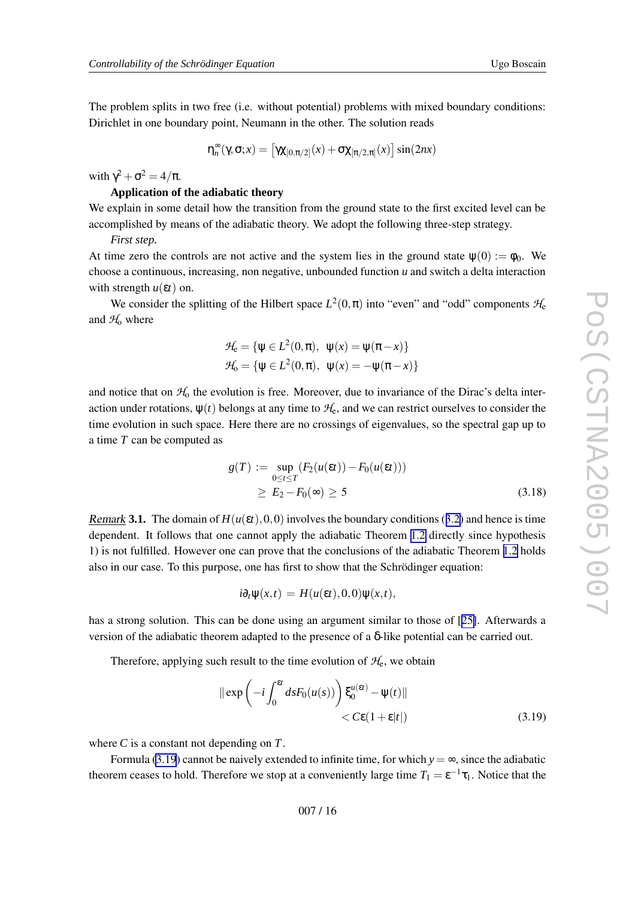The problem splits in two free (i.e. without potential) problems with mixed boundary conditions: Dirichlet in one boundary point, Neumann in the other. The solution reads

$$\eta_n^\infty(\gamma,\sigma;x) = \left[\gamma\chi_{[0,\pi/2]}(x) + \sigma\chi_{[\pi/2,\pi]}(x)\right]\sin(2nx)$$

with $\gamma^2 + \sigma^2 = 4/\pi$.

**Application of the adiabatic theory**

We explain in some detail how the transition from the ground state to the first excited level can be accomplished by means of the adiabatic theory. We adopt the following three-step strategy.

*First step.*

At time zero the controls are not active and the system lies in the ground state $\psi(0) := \varphi_0$. We choose a continuous, increasing, non negative, unbounded function $u$ and switch a delta interaction with strength $u(\varepsilon t)$ on.

We consider the splitting of the Hilbert space $L^2(0,\pi)$ into "even" and "odd" components $\mathcal{H}_e$ and $\mathcal{H}_o$ where

$$\mathcal{H}_e = \{\psi \in L^2(0,\pi),\ \ \psi(x) = \psi(\pi - x)\}$$
$$\mathcal{H}_o = \{\psi \in L^2(0,\pi),\ \ \psi(x) = -\psi(\pi - x)\}$$

and notice that on $\mathcal{H}_o$ the evolution is free. Moreover, due to invariance of the Dirac's delta interaction under rotations, $\psi(t)$ belongs at any time to $\mathcal{H}_e$, and we can restrict ourselves to consider the time evolution in such space. Here there are no crossings of eigenvalues, so the spectral gap up to a time $T$ can be computed as

$$\begin{aligned} g(T) &:= \sup_{0\le t\le T} \left(F_2(u(\varepsilon t)) - F_0(u(\varepsilon t))\right) \\ &\geq E_2 - F_0(\infty) \geq 5 \end{aligned} \tag{3.18}$$

*Remark* **3.1.** The domain of $H(u(\varepsilon t),0,0)$ involves the boundary conditions (3.2) and hence is time dependent. It follows that one cannot apply the adiabatic Theorem 1.2 directly since hypothesis 1) is not fulfilled. However one can prove that the conclusions of the adiabatic Theorem 1.2 holds also in our case. To this purpose, one has first to show that the Schrödinger equation:

$$i\partial_t \psi(x,t) = H(u(\varepsilon t),0,0)\psi(x,t),$$

has a strong solution. This can be done using an argument similar to those of [25]. Afterwards a version of the adiabatic theorem adapted to the presence of a $\delta$-like potential can be carried out.

Therefore, applying such result to the time evolution of $\mathcal{H}_e$, we obtain

$$\begin{aligned} &\left\| \exp\left(-i\int_0^{\varepsilon t} ds F_0(u(s))\right)\xi_0^{u(\varepsilon t)} - \psi(t)\right\| \\ &\qquad\qquad < C\varepsilon(1+\varepsilon|t|) \end{aligned} \tag{3.19}$$

where $C$ is a constant not depending on $T$.

Formula (3.19) cannot be naively extended to infinite time, for which $y = \infty$, since the adiabatic theorem ceases to hold. Therefore we stop at a conveniently large time $T_1 = \varepsilon^{-1}\tau_1$. Notice that the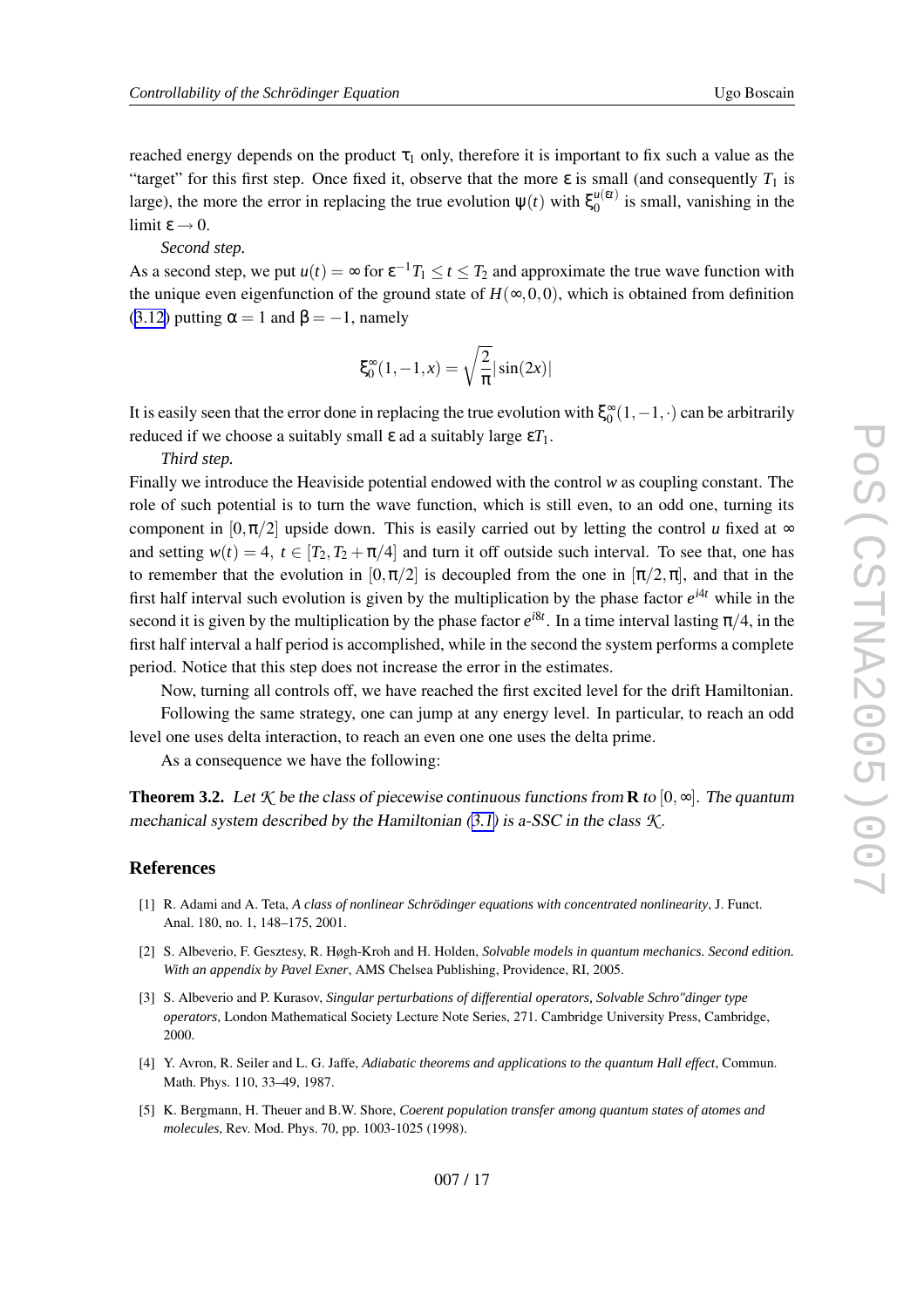reached energy depends on the product $\tau_1$ only, therefore it is important to fix such a value as the "target" for this first step. Once fixed it, observe that the more $\varepsilon$ is small (and consequently $T_1$ is large), the more the error in replacing the true evolution $\psi(t)$ with $\xi_0^{u(\varepsilon t)}$ is small, vanishing in the limit $\varepsilon \to 0$.

*Second step.*

As a second step, we put $u(t) = \infty$ for $\varepsilon^{-1}T_1 \leq t \leq T_2$ and approximate the true wave function with the unique even eigenfunction of the ground state of $H(\infty, 0, 0)$, which is obtained from definition (3.12) putting $\alpha = 1$ and $\beta = -1$, namely

$$\xi_0^{\infty}(1, -1, x) = \sqrt{\frac{2}{\pi}} |\sin(2x)|$$

It is easily seen that the error done in replacing the true evolution with $\xi_0^{\infty}(1, -1, \cdot)$ can be arbitrarily reduced if we choose a suitably small $\varepsilon$ ad a suitably large $\varepsilon T_1$.

*Third step.*

Finally we introduce the Heaviside potential endowed with the control $w$ as coupling constant. The role of such potential is to turn the wave function, which is still even, to an odd one, turning its component in $[0, \pi/2]$ upside down. This is easily carried out by letting the control $u$ fixed at $\infty$ and setting $w(t) = 4,\ t \in [T_2, T_2 + \pi/4]$ and turn it off outside such interval. To see that, one has to remember that the evolution in $[0, \pi/2]$ is decoupled from the one in $[\pi/2, \pi]$, and that in the first half interval such evolution is given by the multiplication by the phase factor $e^{i4t}$ while in the second it is given by the multiplication by the phase factor $e^{i8t}$. In a time interval lasting $\pi/4$, in the first half interval a half period is accomplished, while in the second the system performs a complete period. Notice that this step does not increase the error in the estimates.

Now, turning all controls off, we have reached the first excited level for the drift Hamiltonian.

Following the same strategy, one can jump at any energy level. In particular, to reach an odd level one uses delta interaction, to reach an even one one uses the delta prime.

As a consequence we have the following:

**Theorem 3.2.** *Let $\mathcal{K}$ be the class of piecewise continuous functions from* $\mathbf{R}$ *to* $[0, \infty]$*. The quantum mechanical system described by the Hamiltonian (3.1) is a-SSC in the class* $\mathcal{K}$*.*

## References

[1] R. Adami and A. Teta, *A class of nonlinear Schrödinger equations with concentrated nonlinearity*, J. Funct. Anal. 180, no. 1, 148–175, 2001.

[2] S. Albeverio, F. Gesztesy, R. Høgh-Kroh and H. Holden, *Solvable models in quantum mechanics. Second edition. With an appendix by Pavel Exner*, AMS Chelsea Publishing, Providence, RI, 2005.

[3] S. Albeverio and P. Kurasov, *Singular perturbations of differential operators, Solvable Schro"dinger type operators*, London Mathematical Society Lecture Note Series, 271. Cambridge University Press, Cambridge, 2000.

[4] Y. Avron, R. Seiler and L. G. Jaffe, *Adiabatic theorems and applications to the quantum Hall effect*, Commun. Math. Phys. 110, 33–49, 1987.

[5] K. Bergmann, H. Theuer and B.W. Shore, *Coerent population transfer among quantum states of atomes and molecules*, Rev. Mod. Phys. 70, pp. 1003-1025 (1998).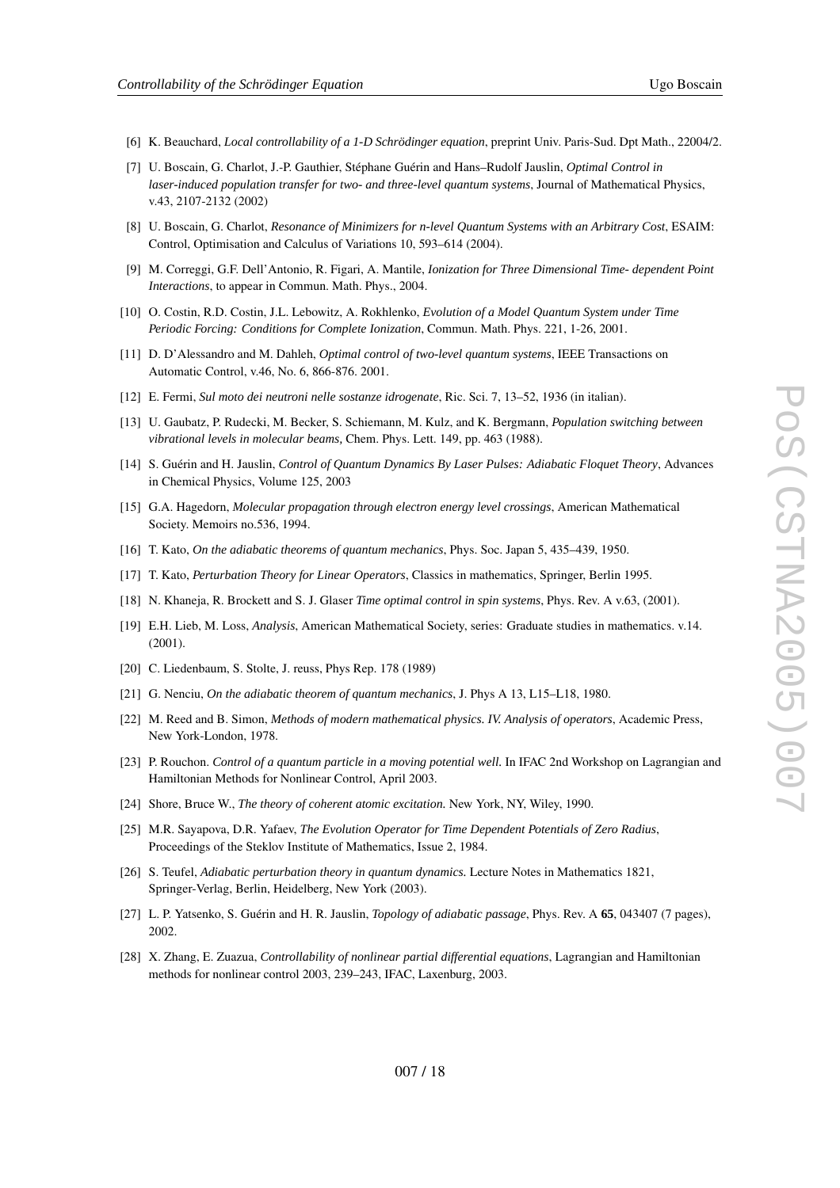[6] K. Beauchard, *Local controllability of a 1-D Schrödinger equation*, preprint Univ. Paris-Sud. Dpt Math., 22004/2.

[7] U. Boscain, G. Charlot, J.-P. Gauthier, Stéphane Guérin and Hans–Rudolf Jauslin, *Optimal Control in laser-induced population transfer for two- and three-level quantum systems*, Journal of Mathematical Physics, v.43, 2107-2132 (2002)

[8] U. Boscain, G. Charlot, *Resonance of Minimizers for n-level Quantum Systems with an Arbitrary Cost*, ESAIM: Control, Optimisation and Calculus of Variations 10, 593–614 (2004).

[9] M. Correggi, G.F. Dell'Antonio, R. Figari, A. Mantile, *Ionization for Three Dimensional Time- dependent Point Interactions*, to appear in Commun. Math. Phys., 2004.

[10] O. Costin, R.D. Costin, J.L. Lebowitz, A. Rokhlenko, *Evolution of a Model Quantum System under Time Periodic Forcing: Conditions for Complete Ionization*, Commun. Math. Phys. 221, 1-26, 2001.

[11] D. D'Alessandro and M. Dahleh, *Optimal control of two-level quantum systems*, IEEE Transactions on Automatic Control, v.46, No. 6, 866-876. 2001.

[12] E. Fermi, *Sul moto dei neutroni nelle sostanze idrogenate*, Ric. Sci. 7, 13–52, 1936 (in italian).

[13] U. Gaubatz, P. Rudecki, M. Becker, S. Schiemann, M. Kulz, and K. Bergmann, *Population switching between vibrational levels in molecular beams,* Chem. Phys. Lett. 149, pp. 463 (1988).

[14] S. Guérin and H. Jauslin, *Control of Quantum Dynamics By Laser Pulses: Adiabatic Floquet Theory*, Advances in Chemical Physics, Volume 125, 2003

[15] G.A. Hagedorn, *Molecular propagation through electron energy level crossings*, American Mathematical Society. Memoirs no.536, 1994.

[16] T. Kato, *On the adiabatic theorems of quantum mechanics*, Phys. Soc. Japan 5, 435–439, 1950.

[17] T. Kato, *Perturbation Theory for Linear Operators*, Classics in mathematics, Springer, Berlin 1995.

[18] N. Khaneja, R. Brockett and S. J. Glaser *Time optimal control in spin systems*, Phys. Rev. A v.63, (2001).

[19] E.H. Lieb, M. Loss, *Analysis*, American Mathematical Society, series: Graduate studies in mathematics. v.14. (2001).

[20] C. Liedenbaum, S. Stolte, J. reuss, Phys Rep. 178 (1989)

[21] G. Nenciu, *On the adiabatic theorem of quantum mechanics*, J. Phys A 13, L15–L18, 1980.

[22] M. Reed and B. Simon, *Methods of modern mathematical physics. IV. Analysis of operators*, Academic Press, New York-London, 1978.

[23] P. Rouchon. *Control of a quantum particle in a moving potential well.* In IFAC 2nd Workshop on Lagrangian and Hamiltonian Methods for Nonlinear Control, April 2003.

[24] Shore, Bruce W., *The theory of coherent atomic excitation.* New York, NY, Wiley, 1990.

[25] M.R. Sayapova, D.R. Yafaev, *The Evolution Operator for Time Dependent Potentials of Zero Radius*, Proceedings of the Steklov Institute of Mathematics, Issue 2, 1984.

[26] S. Teufel, *Adiabatic perturbation theory in quantum dynamics.* Lecture Notes in Mathematics 1821, Springer-Verlag, Berlin, Heidelberg, New York (2003).

[27] L. P. Yatsenko, S. Guérin and H. R. Jauslin, *Topology of adiabatic passage*, Phys. Rev. A **65**, 043407 (7 pages), 2002.

[28] X. Zhang, E. Zuazua, *Controllability of nonlinear partial differential equations*, Lagrangian and Hamiltonian methods for nonlinear control 2003, 239–243, IFAC, Laxenburg, 2003.